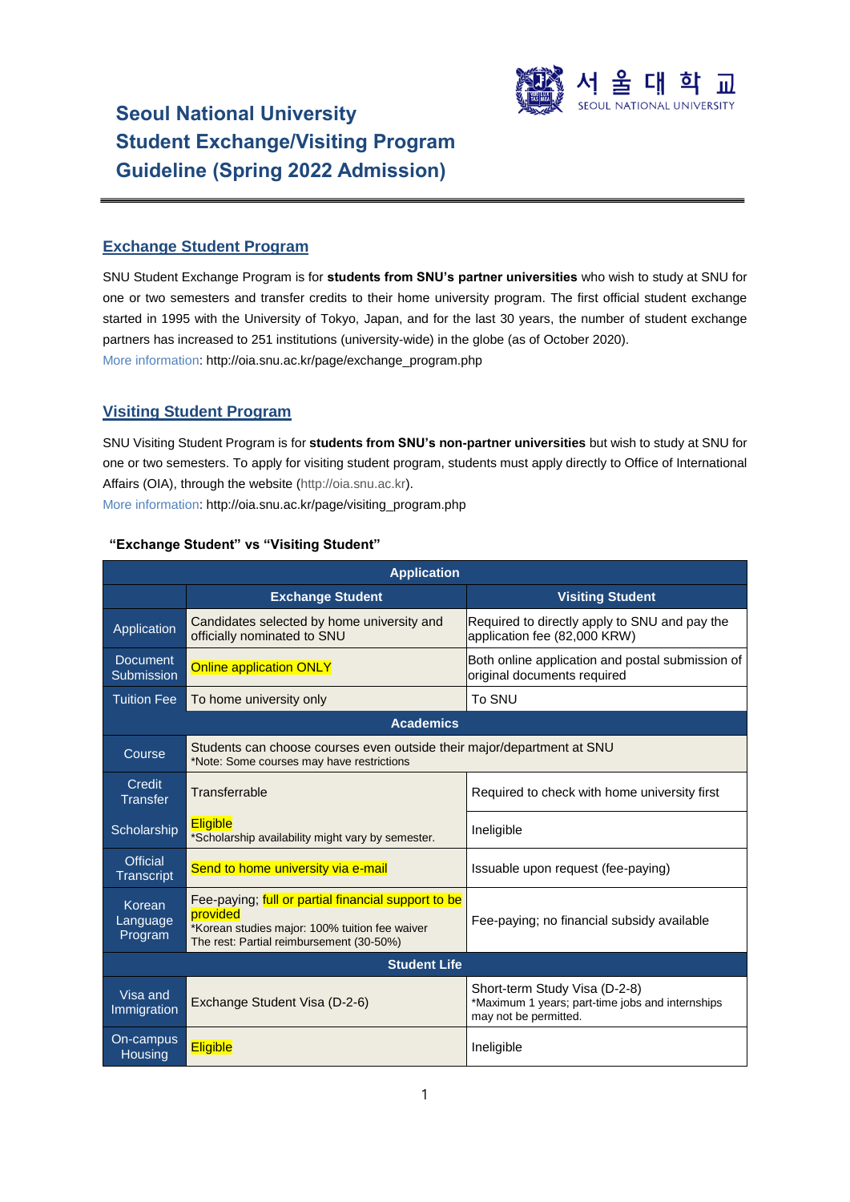# Seoul National University
# Student Exchange/Visiting Program
# Guideline (Spring 2022 Admission)

## Exchange Student Program

SNU Student Exchange Program is for **students from SNU's partner universities** who wish to study at SNU for one or two semesters and transfer credits to their home university program. The first official student exchange started in 1995 with the University of Tokyo, Japan, and for the last 30 years, the number of student exchange partners has increased to 251 institutions (university-wide) in the globe (as of October 2020).
More information: http://oia.snu.ac.kr/page/exchange_program.php

## Visiting Student Program

SNU Visiting Student Program is for **students from SNU's non-partner universities** but wish to study at SNU for one or two semesters. To apply for visiting student program, students must apply directly to Office of International Affairs (OIA), through the website (http://oia.snu.ac.kr).
More information: http://oia.snu.ac.kr/page/visiting_program.php

**"Exchange Student" vs "Visiting Student"**

| | Exchange Student | Visiting Student |
|---|---|---|
| **Application** | | |
| Application | Candidates selected by home university and officially nominated to SNU | Required to directly apply to SNU and pay the application fee (82,000 KRW) |
| Document Submission | Online application ONLY | Both online application and postal submission of original documents required |
| Tuition Fee | To home university only | To SNU |
| **Academics** | | |
| Course | Students can choose courses even outside their major/department at SNU *Note: Some courses may have restrictions | |
| Credit Transfer | Transferrable | Required to check with home university first |
| Scholarship | Eligible *Scholarship availability might vary by semester. | Ineligible |
| Official Transcript | Send to home university via e-mail | Issuable upon request (fee-paying) |
| Korean Language Program | Fee-paying; full or partial financial support to be provided *Korean studies major: 100% tuition fee waiver The rest: Partial reimbursement (30-50%) | Fee-paying; no financial subsidy available |
| **Student Life** | | |
| Visa and Immigration | Exchange Student Visa (D-2-6) | Short-term Study Visa (D-2-8) *Maximum 1 years; part-time jobs and internships may not be permitted. |
| On-campus Housing | Eligible | Ineligible |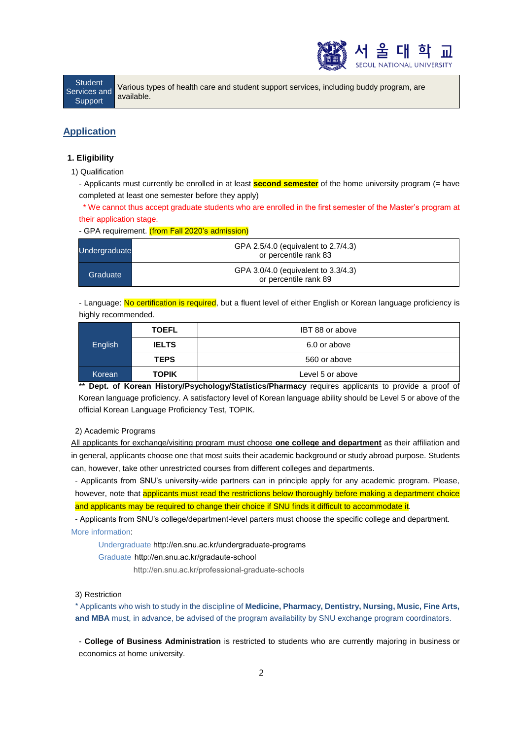| Student Services and Support | Various types of health care and student support services, including buddy program, are available. |
|---|---|

## Application

### 1. Eligibility

1) Qualification

- Applicants must currently be enrolled in at least **second semester** of the home university program (= have completed at least one semester before they apply)

\* We cannot thus accept graduate students who are enrolled in the first semester of the Master's program at their application stage.

- GPA requirement. (from Fall 2020's admission)

| | |
|---|---|
| Undergraduate | GPA 2.5/4.0 (equivalent to 2.7/4.3) or percentile rank 83 |
| Graduate | GPA 3.0/4.0 (equivalent to 3.3/4.3) or percentile rank 89 |

- Language: No certification is required, but a fluent level of either English or Korean language proficiency is highly recommended.

| | | |
|---|---|---|
| English | **TOEFL** | IBT 88 or above |
| | **IELTS** | 6.0 or above |
| | **TEPS** | 560 or above |
| Korean | **TOPIK** | Level 5 or above |

\*\* **Dept. of Korean History/Psychology/Statistics/Pharmacy** requires applicants to provide a proof of Korean language proficiency. A satisfactory level of Korean language ability should be Level 5 or above of the official Korean Language Proficiency Test, TOPIK.

2) Academic Programs

All applicants for exchange/visiting program must choose **one college and department** as their affiliation and in general, applicants choose one that most suits their academic background or study abroad purpose. Students can, however, take other unrestricted courses from different colleges and departments.

- Applicants from SNU's university-wide partners can in principle apply for any academic program. Please, however, note that applicants must read the restrictions below thoroughly before making a department choice and applicants may be required to change their choice if SNU finds it difficult to accommodate it.

- Applicants from SNU's college/department-level parters must choose the specific college and department.

More information:

Undergraduate http://en.snu.ac.kr/undergraduate-programs

Graduate http://en.snu.ac.kr/gradaute-school

http://en.snu.ac.kr/professional-graduate-schools

3) Restriction

\* Applicants who wish to study in the discipline of **Medicine, Pharmacy, Dentistry, Nursing, Music, Fine Arts, and MBA** must, in advance, be advised of the program availability by SNU exchange program coordinators.

- **College of Business Administration** is restricted to students who are currently majoring in business or economics at home university.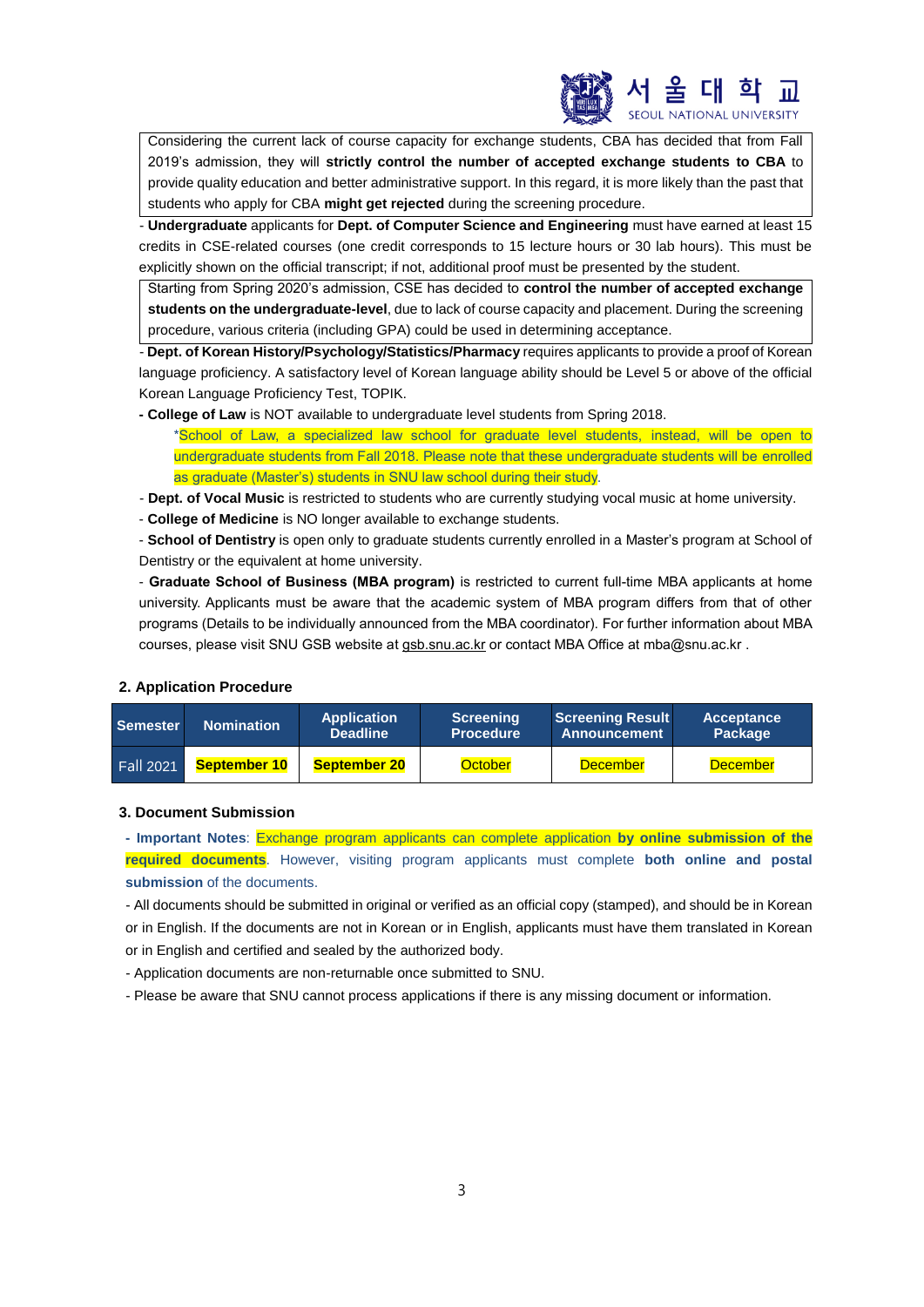Considering the current lack of course capacity for exchange students, CBA has decided that from Fall 2019's admission, they will **strictly control the number of accepted exchange students to CBA** to provide quality education and better administrative support. In this regard, it is more likely than the past that students who apply for CBA **might get rejected** during the screening procedure.

- **Undergraduate** applicants for **Dept. of Computer Science and Engineering** must have earned at least 15 credits in CSE-related courses (one credit corresponds to 15 lecture hours or 30 lab hours). This must be explicitly shown on the official transcript; if not, additional proof must be presented by the student.

Starting from Spring 2020's admission, CSE has decided to **control the number of accepted exchange students on the undergraduate-level**, due to lack of course capacity and placement. During the screening procedure, various criteria (including GPA) could be used in determining acceptance.

- **Dept. of Korean History/Psychology/Statistics/Pharmacy** requires applicants to provide a proof of Korean language proficiency. A satisfactory level of Korean language ability should be Level 5 or above of the official Korean Language Proficiency Test, TOPIK.
- **College of Law** is NOT available to undergraduate level students from Spring 2018.
  *School of Law, a specialized law school for graduate level students, instead, will be open to undergraduate students from Fall 2018. Please note that these undergraduate students will be enrolled as graduate (Master's) students in SNU law school during their study.
- **Dept. of Vocal Music** is restricted to students who are currently studying vocal music at home university.
- **College of Medicine** is NO longer available to exchange students.
- **School of Dentistry** is open only to graduate students currently enrolled in a Master's program at School of Dentistry or the equivalent at home university.
- **Graduate School of Business (MBA program)** is restricted to current full-time MBA applicants at home university. Applicants must be aware that the academic system of MBA program differs from that of other programs (Details to be individually announced from the MBA coordinator). For further information about MBA courses, please visit SNU GSB website at gsb.snu.ac.kr or contact MBA Office at mba@snu.ac.kr .

### 2. Application Procedure

| Semester | Nomination | Application Deadline | Screening Procedure | Screening Result Announcement | Acceptance Package |
|---|---|---|---|---|---|
| Fall 2021 | **September 10** | **September 20** | October | December | December |

### 3. Document Submission

- **Important Notes**: Exchange program applicants can complete application **by online submission of the required documents**. However, visiting program applicants must complete **both online and postal submission** of the documents.
- All documents should be submitted in original or verified as an official copy (stamped), and should be in Korean or in English. If the documents are not in Korean or in English, applicants must have them translated in Korean or in English and certified and sealed by the authorized body.
- Application documents are non-returnable once submitted to SNU.
- Please be aware that SNU cannot process applications if there is any missing document or information.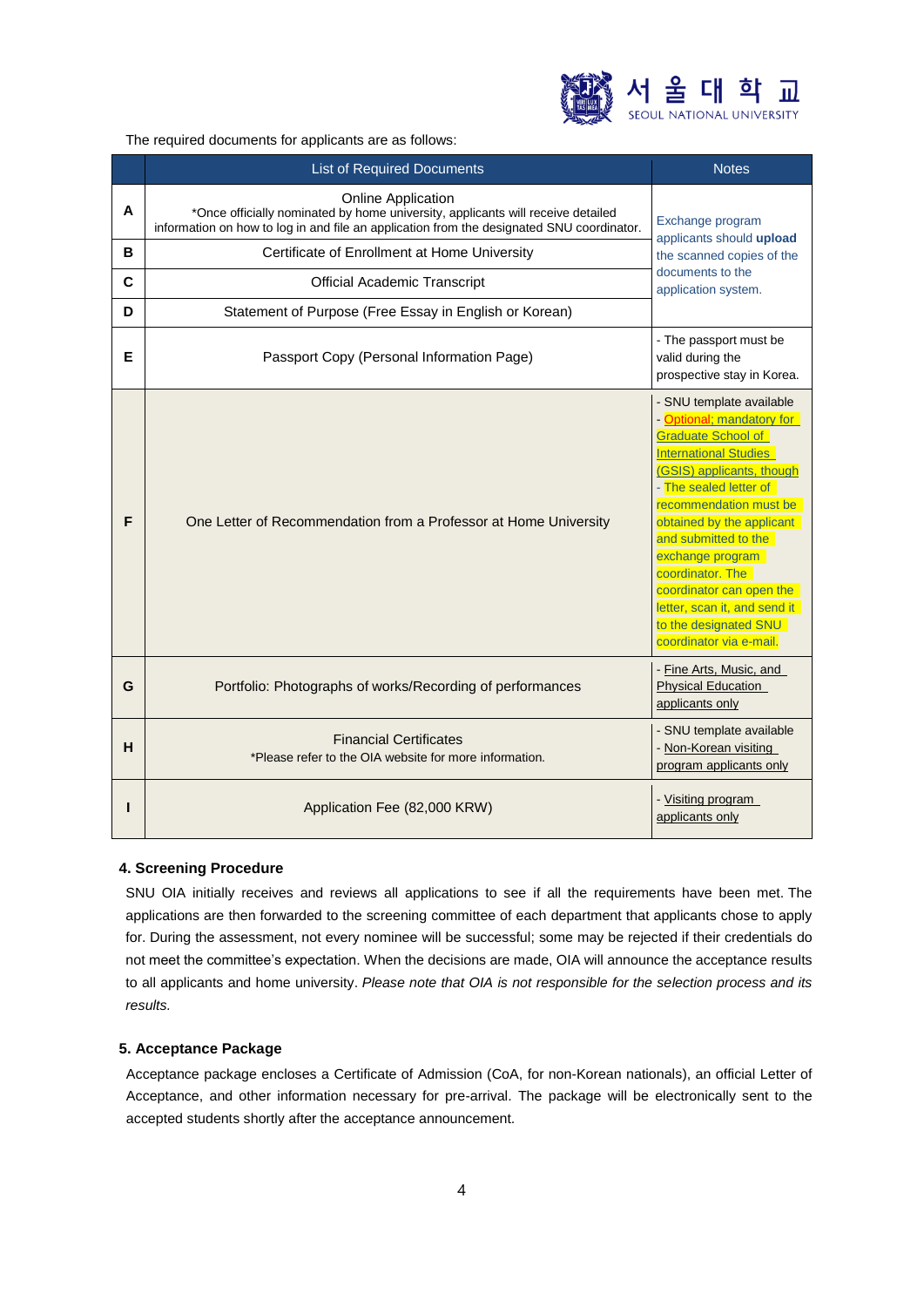The required documents for applicants are as follows:

| | List of Required Documents | Notes |
|---|---|---|
| **A** | Online Application<br>*Once officially nominated by home university, applicants will receive detailed information on how to log in and file an application from the designated SNU coordinator. | Exchange program applicants should **upload** the scanned copies of the documents to the application system. |
| **B** | Certificate of Enrollment at Home University | |
| **C** | Official Academic Transcript | |
| **D** | Statement of Purpose (Free Essay in English or Korean) | |
| **E** | Passport Copy (Personal Information Page) | - The passport must be valid during the prospective stay in Korea. |
| **F** | One Letter of Recommendation from a Professor at Home University | - SNU template available<br>- Optional; mandatory for Graduate School of International Studies (GSIS) applicants, though<br>- The sealed letter of recommendation must be obtained by the applicant and submitted to the exchange program coordinator. The coordinator can open the letter, scan it, and send it to the designated SNU coordinator via e-mail. |
| **G** | Portfolio: Photographs of works/Recording of performances | - Fine Arts, Music, and Physical Education applicants only |
| **H** | Financial Certificates<br>*Please refer to the OIA website for more information. | - SNU template available<br>- Non-Korean visiting program applicants only |
| **I** | Application Fee (82,000 KRW) | - Visiting program applicants only |

**4. Screening Procedure**

SNU OIA initially receives and reviews all applications to see if all the requirements have been met. The applications are then forwarded to the screening committee of each department that applicants chose to apply for. During the assessment, not every nominee will be successful; some may be rejected if their credentials do not meet the committee's expectation. When the decisions are made, OIA will announce the acceptance results to all applicants and home university. *Please note that OIA is not responsible for the selection process and its results.*

**5. Acceptance Package**

Acceptance package encloses a Certificate of Admission (CoA, for non-Korean nationals), an official Letter of Acceptance, and other information necessary for pre-arrival. The package will be electronically sent to the accepted students shortly after the acceptance announcement.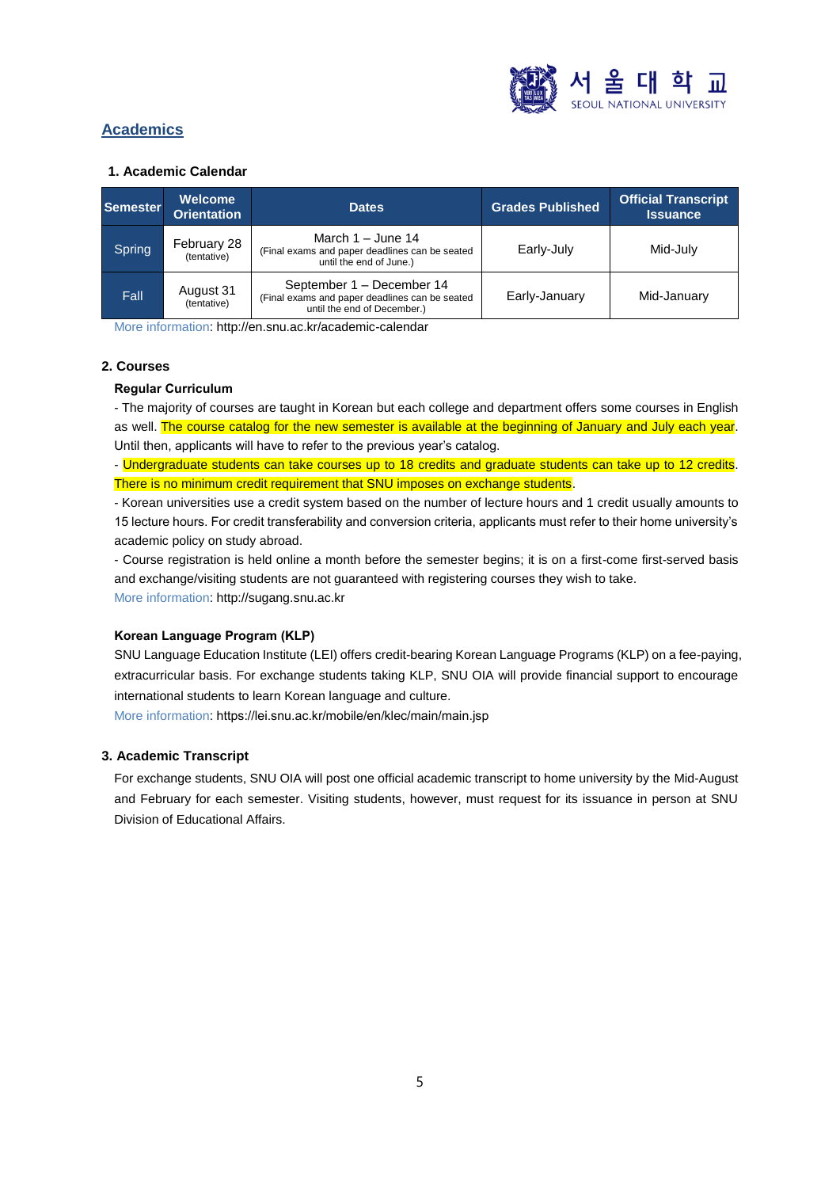## Academics

### 1. Academic Calendar

| Semester | Welcome Orientation | Dates | Grades Published | Official Transcript Issuance |
|---|---|---|---|---|
| Spring | February 28 (tentative) | March 1 – June 14 (Final exams and paper deadlines can be seated until the end of June.) | Early-July | Mid-July |
| Fall | August 31 (tentative) | September 1 – December 14 (Final exams and paper deadlines can be seated until the end of December.) | Early-January | Mid-January |

More information: http://en.snu.ac.kr/academic-calendar

### 2. Courses

**Regular Curriculum**

- The majority of courses are taught in Korean but each college and department offers some courses in English as well. The course catalog for the new semester is available at the beginning of January and July each year. Until then, applicants will have to refer to the previous year's catalog.
- Undergraduate students can take courses up to 18 credits and graduate students can take up to 12 credits. There is no minimum credit requirement that SNU imposes on exchange students.
- Korean universities use a credit system based on the number of lecture hours and 1 credit usually amounts to 15 lecture hours. For credit transferability and conversion criteria, applicants must refer to their home university's academic policy on study abroad.
- Course registration is held online a month before the semester begins; it is on a first-come first-served basis and exchange/visiting students are not guaranteed with registering courses they wish to take.

More information: http://sugang.snu.ac.kr

**Korean Language Program (KLP)**

SNU Language Education Institute (LEI) offers credit-bearing Korean Language Programs (KLP) on a fee-paying, extracurricular basis. For exchange students taking KLP, SNU OIA will provide financial support to encourage international students to learn Korean language and culture.

More information: https://lei.snu.ac.kr/mobile/en/klec/main/main.jsp

### 3. Academic Transcript

For exchange students, SNU OIA will post one official academic transcript to home university by the Mid-August and February for each semester. Visiting students, however, must request for its issuance in person at SNU Division of Educational Affairs.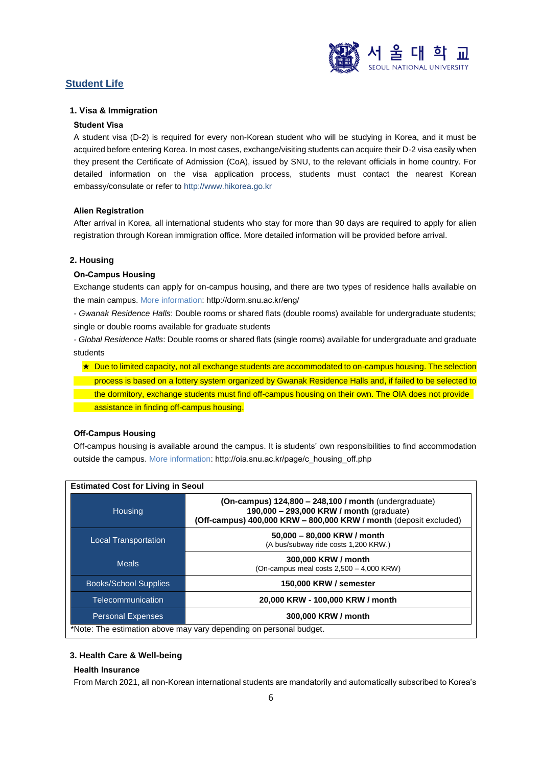## Student Life

### 1. Visa & Immigration

#### Student Visa

A student visa (D-2) is required for every non-Korean student who will be studying in Korea, and it must be acquired before entering Korea. In most cases, exchange/visiting students can acquire their D-2 visa easily when they present the Certificate of Admission (CoA), issued by SNU, to the relevant officials in home country. For detailed information on the visa application process, students must contact the nearest Korean embassy/consulate or refer to http://www.hikorea.go.kr

#### Alien Registration

After arrival in Korea, all international students who stay for more than 90 days are required to apply for alien registration through Korean immigration office. More detailed information will be provided before arrival.

### 2. Housing

#### On-Campus Housing

Exchange students can apply for on-campus housing, and there are two types of residence halls available on the main campus. More information: http://dorm.snu.ac.kr/eng/

- *Gwanak Residence Halls*: Double rooms or shared flats (double rooms) available for undergraduate students; single or double rooms available for graduate students

- *Global Residence Halls*: Double rooms or shared flats (single rooms) available for undergraduate and graduate students

★ Due to limited capacity, not all exchange students are accommodated to on-campus housing. The selection process is based on a lottery system organized by Gwanak Residence Halls and, if failed to be selected to the dormitory, exchange students must find off-campus housing on their own. The OIA does not provide assistance in finding off-campus housing.

#### Off-Campus Housing

Off-campus housing is available around the campus. It is students' own responsibilities to find accommodation outside the campus. More information: http://oia.snu.ac.kr/page/c_housing_off.php

**Estimated Cost for Living in Seoul**

| Category | Estimated Cost |
| --- | --- |
| Housing | **(On-campus) 124,800 – 248,100 / month** (undergraduate)<br>**190,000 – 293,000 KRW / month** (graduate)<br>**(Off-campus) 400,000 KRW – 800,000 KRW / month** (deposit excluded) |
| Local Transportation | **50,000 – 80,000 KRW / month**<br>(A bus/subway ride costs 1,200 KRW.) |
| Meals | **300,000 KRW / month**<br>(On-campus meal costs 2,500 – 4,000 KRW) |
| Books/School Supplies | **150,000 KRW / semester** |
| Telecommunication | **20,000 KRW - 100,000 KRW / month** |
| Personal Expenses | **300,000 KRW / month** |

*Note: The estimation above may vary depending on personal budget.

### 3. Health Care & Well-being

#### Health Insurance

From March 2021, all non-Korean international students are mandatorily and automatically subscribed to Korea's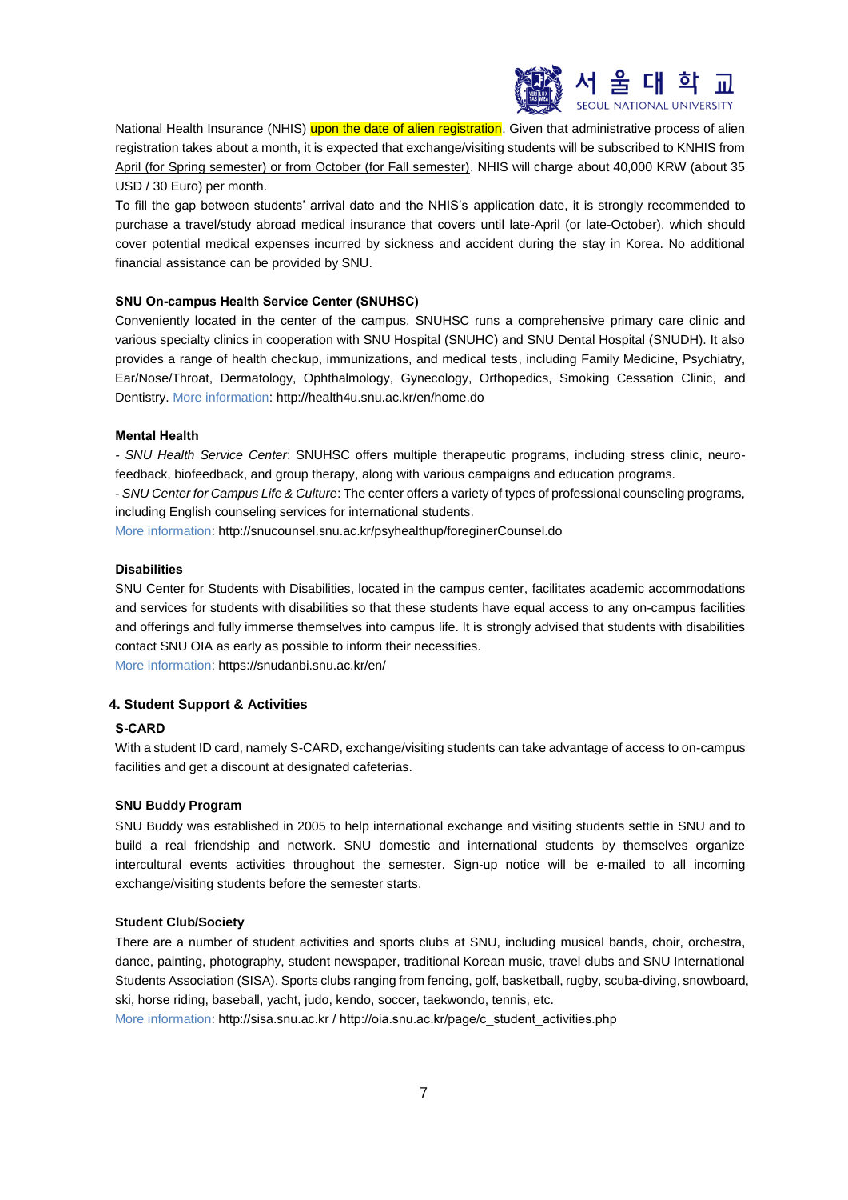National Health Insurance (NHIS) upon the date of alien registration. Given that administrative process of alien registration takes about a month, it is expected that exchange/visiting students will be subscribed to KNHIS from April (for Spring semester) or from October (for Fall semester). NHIS will charge about 40,000 KRW (about 35 USD / 30 Euro) per month.

To fill the gap between students' arrival date and the NHIS's application date, it is strongly recommended to purchase a travel/study abroad medical insurance that covers until late-April (or late-October), which should cover potential medical expenses incurred by sickness and accident during the stay in Korea. No additional financial assistance can be provided by SNU.

**SNU On-campus Health Service Center (SNUHSC)**

Conveniently located in the center of the campus, SNUHSC runs a comprehensive primary care clinic and various specialty clinics in cooperation with SNU Hospital (SNUHC) and SNU Dental Hospital (SNUDH). It also provides a range of health checkup, immunizations, and medical tests, including Family Medicine, Psychiatry, Ear/Nose/Throat, Dermatology, Ophthalmology, Gynecology, Orthopedics, Smoking Cessation Clinic, and Dentistry. More information: http://health4u.snu.ac.kr/en/home.do

**Mental Health**

- *SNU Health Service Center*: SNUHSC offers multiple therapeutic programs, including stress clinic, neuro-feedback, biofeedback, and group therapy, along with various campaigns and education programs.

- *SNU Center for Campus Life & Culture*: The center offers a variety of types of professional counseling programs, including English counseling services for international students.

More information: http://snucounsel.snu.ac.kr/psyhealthup/foreginerCounsel.do

**Disabilities**

SNU Center for Students with Disabilities, located in the campus center, facilitates academic accommodations and services for students with disabilities so that these students have equal access to any on-campus facilities and offerings and fully immerse themselves into campus life. It is strongly advised that students with disabilities contact SNU OIA as early as possible to inform their necessities.

More information: https://snudanbi.snu.ac.kr/en/

## 4. Student Support & Activities

**S-CARD**

With a student ID card, namely S-CARD, exchange/visiting students can take advantage of access to on-campus facilities and get a discount at designated cafeterias.

**SNU Buddy Program**

SNU Buddy was established in 2005 to help international exchange and visiting students settle in SNU and to build a real friendship and network. SNU domestic and international students by themselves organize intercultural events activities throughout the semester. Sign-up notice will be e-mailed to all incoming exchange/visiting students before the semester starts.

**Student Club/Society**

There are a number of student activities and sports clubs at SNU, including musical bands, choir, orchestra, dance, painting, photography, student newspaper, traditional Korean music, travel clubs and SNU International Students Association (SISA). Sports clubs ranging from fencing, golf, basketball, rugby, scuba-diving, snowboard, ski, horse riding, baseball, yacht, judo, kendo, soccer, taekwondo, tennis, etc.

More information: http://sisa.snu.ac.kr / http://oia.snu.ac.kr/page/c_student_activities.php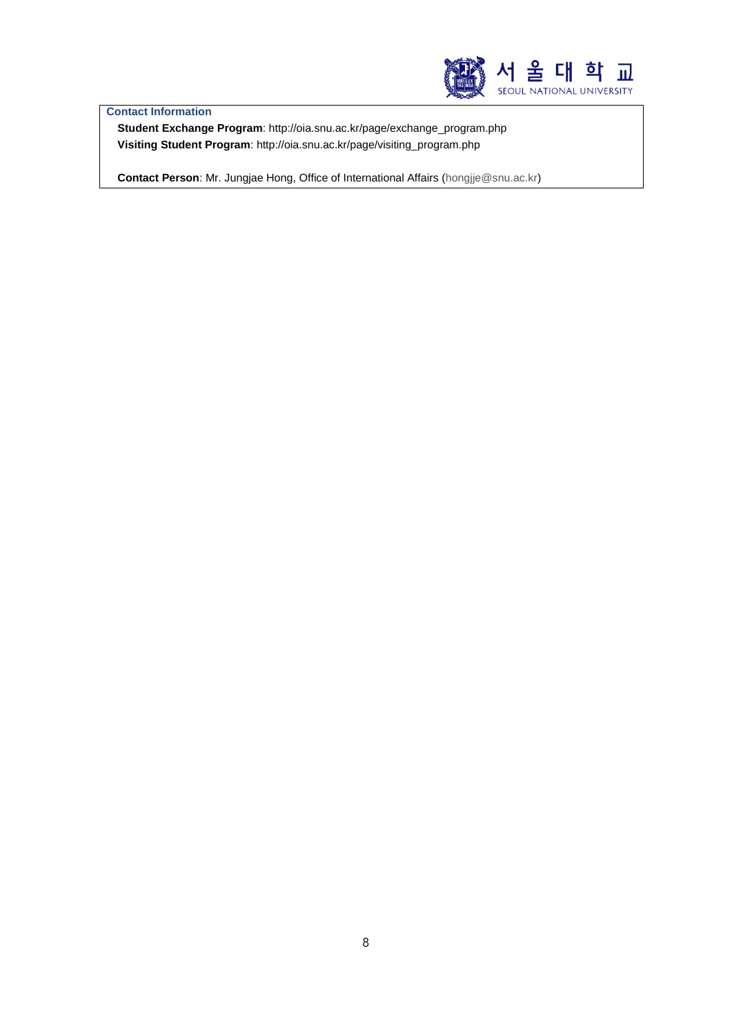### Contact Information

**Student Exchange Program**: http://oia.snu.ac.kr/page/exchange_program.php
**Visiting Student Program**: http://oia.snu.ac.kr/page/visiting_program.php

**Contact Person**: Mr. Jungjae Hong, Office of International Affairs (hongjje@snu.ac.kr)